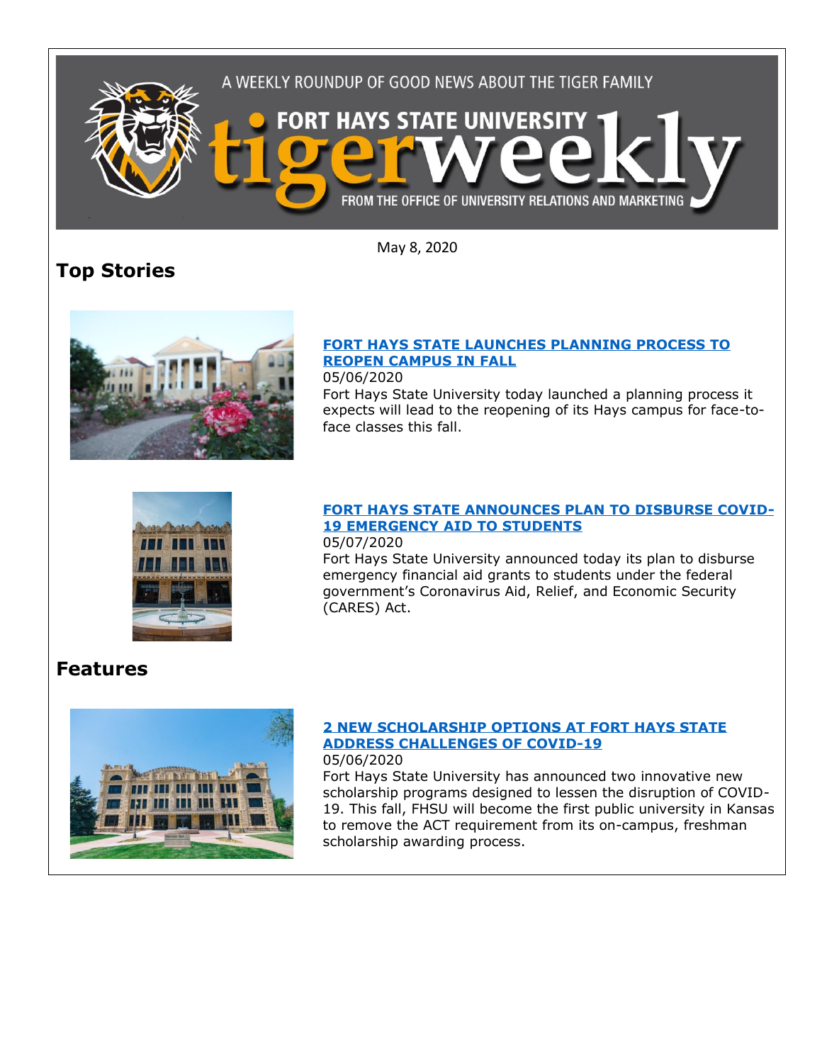A WEEKLY ROUNDUP OF GOOD NEWS ABOUT THE TIGER FAMILY

FORT HAYS STATE UNIVERSITY

tigerweekly

FROM THE OFFICE OF UNIVERSITY RELATIONS AND MARKETING

May 8, 2020

# Top Stories

### FORT HAYS STATE LAUNCHES PLANNING PROCESS TO REOPEN CAMPUS IN FALL

05/06/2020

Fort Hays State University today launched a planning process it expects will lead to the reopening of its Hays campus for face-to-face classes this fall.

### FORT HAYS STATE ANNOUNCES PLAN TO DISBURSE COVID-19 EMERGENCY AID TO STUDENTS

05/07/2020

Fort Hays State University announced today its plan to disburse emergency financial aid grants to students under the federal government's Coronavirus Aid, Relief, and Economic Security (CARES) Act.

# Features

### 2 NEW SCHOLARSHIP OPTIONS AT FORT HAYS STATE ADDRESS CHALLENGES OF COVID-19

05/06/2020

Fort Hays State University has announced two innovative new scholarship programs designed to lessen the disruption of COVID-19. This fall, FHSU will become the first public university in Kansas to remove the ACT requirement from its on-campus, freshman scholarship awarding process.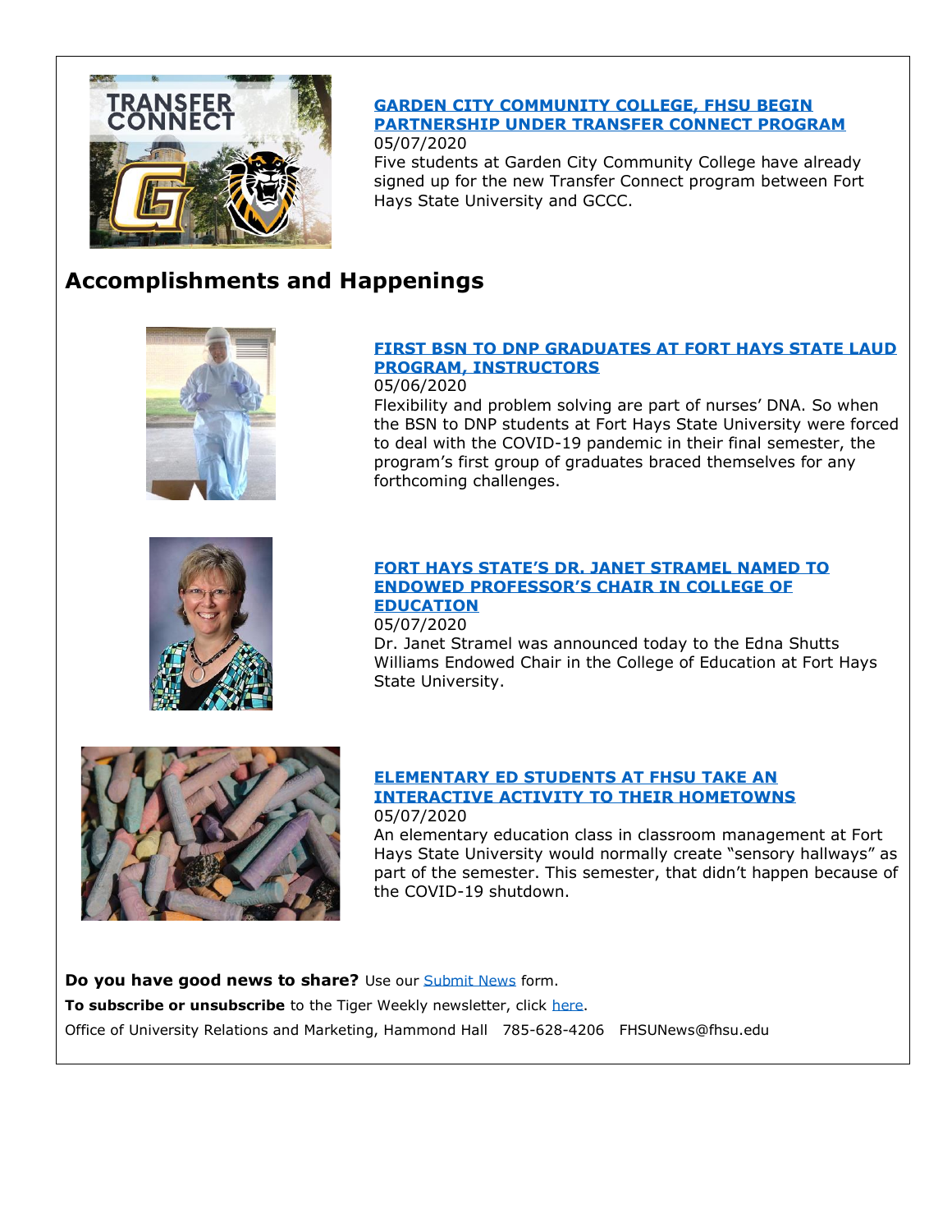**[GARDEN CITY COMMUNITY COLLEGE, FHSU BEGIN PARTNERSHIP UNDER TRANSFER CONNECT PROGRAM]**

05/07/2020

Five students at Garden City Community College have already signed up for the new Transfer Connect program between Fort Hays State University and GCCC.

## Accomplishments and Happenings

**[FIRST BSN TO DNP GRADUATES AT FORT HAYS STATE LAUD PROGRAM, INSTRUCTORS]**

05/06/2020

Flexibility and problem solving are part of nurses' DNA. So when the BSN to DNP students at Fort Hays State University were forced to deal with the COVID-19 pandemic in their final semester, the program's first group of graduates braced themselves for any forthcoming challenges.

**[FORT HAYS STATE'S DR. JANET STRAMEL NAMED TO ENDOWED PROFESSOR'S CHAIR IN COLLEGE OF EDUCATION]**

05/07/2020

Dr. Janet Stramel was announced today to the Edna Shutts Williams Endowed Chair in the College of Education at Fort Hays State University.

**[ELEMENTARY ED STUDENTS AT FHSU TAKE AN INTERACTIVE ACTIVITY TO THEIR HOMETOWNS]**

05/07/2020

An elementary education class in classroom management at Fort Hays State University would normally create "sensory hallways" as part of the semester. This semester, that didn't happen because of the COVID-19 shutdown.

**Do you have good news to share?** Use our Submit News form.

**To subscribe or unsubscribe** to the Tiger Weekly newsletter, click here.

Office of University Relations and Marketing, Hammond Hall 785-628-4206 FHSUNews@fhsu.edu